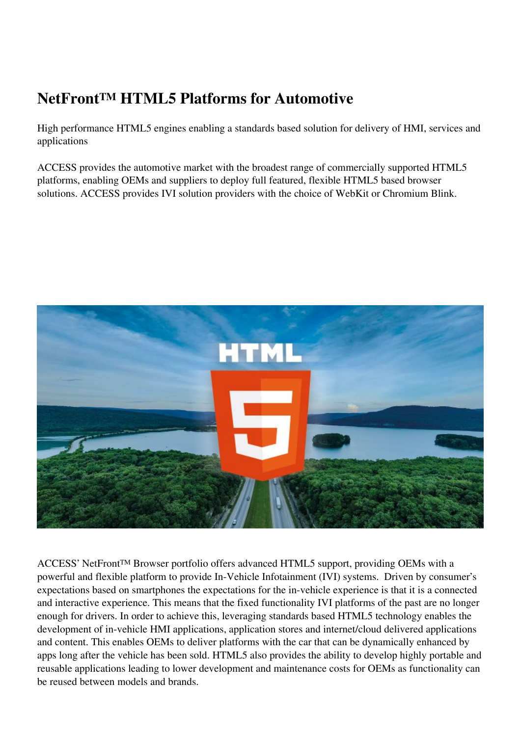# NetFront™ HTML5 Platforms for Automotive

High performance HTML5 engines enabling a standards based solution for delivery of HMI, services and applications

ACCESS provides the automotive market with the broadest range of commercially supported HTML5 platforms, enabling OEMs and suppliers to deploy full featured, flexible HTML5 based browser solutions. ACCESS provides IVI solution providers with the choice of WebKit or Chromium Blink.

ACCESS' NetFront™ Browser portfolio offers advanced HTML5 support, providing OEMs with a powerful and flexible platform to provide In-Vehicle Infotainment (IVI) systems. Driven by consumer's expectations based on smartphones the expectations for the in-vehicle experience is that it is a connected and interactive experience. This means that the fixed functionality IVI platforms of the past are no longer enough for drivers. In order to achieve this, leveraging standards based HTML5 technology enables the development of in-vehicle HMI applications, application stores and internet/cloud delivered applications and content. This enables OEMs to deliver platforms with the car that can be dynamically enhanced by apps long after the vehicle has been sold. HTML5 also provides the ability to develop highly portable and reusable applications leading to lower development and maintenance costs for OEMs as functionality can be reused between models and brands.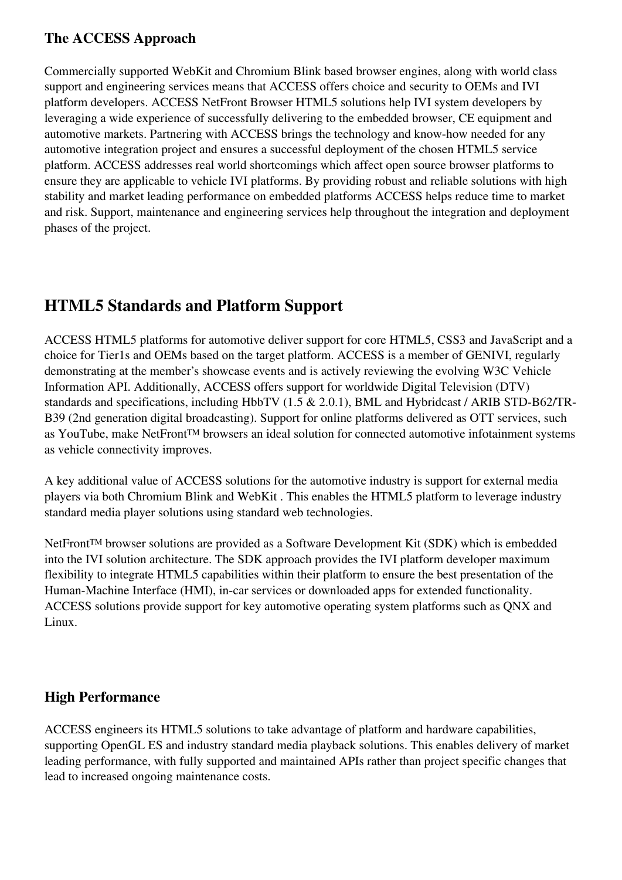### The ACCESS Approach

Commercially supported WebKit and Chromium Blink based browser engines, along with world class support and engineering services means that ACCESS offers choice and security to OEMs and IVI platform developers. ACCESS NetFront Browser HTML5 solutions help IVI system developers by leveraging a wide experience of successfully delivering to the embedded browser, CE equipment and automotive markets. Partnering with ACCESS brings the technology and know-how needed for any automotive integration project and ensures a successful deployment of the chosen HTML5 service platform. ACCESS addresses real world shortcomings which affect open source browser platforms to ensure they are applicable to vehicle IVI platforms. By providing robust and reliable solutions with high stability and market leading performance on embedded platforms ACCESS helps reduce time to market and risk. Support, maintenance and engineering services help throughout the integration and deployment phases of the project.

## HTML5 Standards and Platform Support

ACCESS HTML5 platforms for automotive deliver support for core HTML5, CSS3 and JavaScript and a choice for Tier1s and OEMs based on the target platform. ACCESS is a member of GENIVI, regularly demonstrating at the member's showcase events and is actively reviewing the evolving W3C Vehicle Information API. Additionally, ACCESS offers support for worldwide Digital Television (DTV) standards and specifications, including HbbTV (1.5 & 2.0.1), BML and Hybridcast / ARIB STD-B62/TR-B39 (2nd generation digital broadcasting). Support for online platforms delivered as OTT services, such as YouTube, make NetFront™ browsers an ideal solution for connected automotive infotainment systems as vehicle connectivity improves.

A key additional value of ACCESS solutions for the automotive industry is support for external media players via both Chromium Blink and WebKit . This enables the HTML5 platform to leverage industry standard media player solutions using standard web technologies.

NetFront™ browser solutions are provided as a Software Development Kit (SDK) which is embedded into the IVI solution architecture. The SDK approach provides the IVI platform developer maximum flexibility to integrate HTML5 capabilities within their platform to ensure the best presentation of the Human-Machine Interface (HMI), in-car services or downloaded apps for extended functionality. ACCESS solutions provide support for key automotive operating system platforms such as QNX and Linux.

### High Performance

ACCESS engineers its HTML5 solutions to take advantage of platform and hardware capabilities, supporting OpenGL ES and industry standard media playback solutions. This enables delivery of market leading performance, with fully supported and maintained APIs rather than project specific changes that lead to increased ongoing maintenance costs.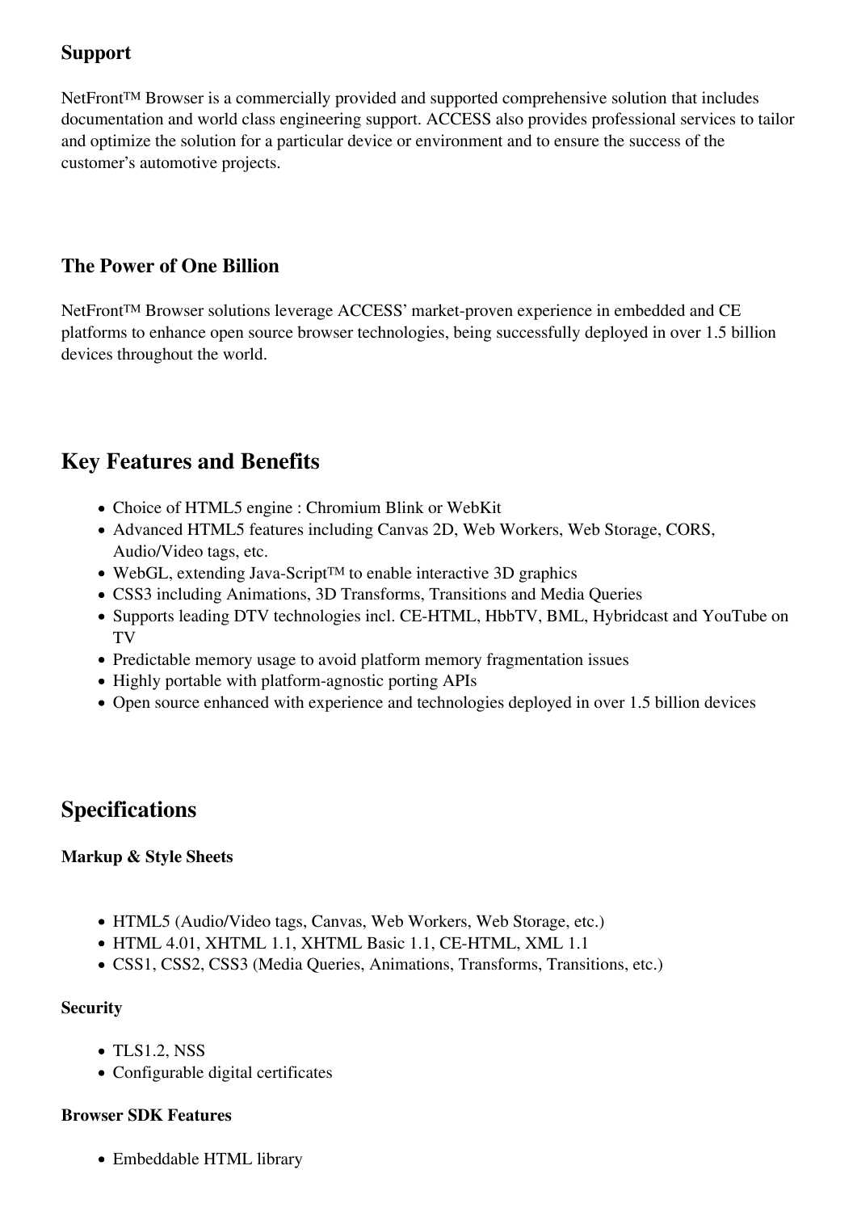### Support

NetFront™ Browser is a commercially provided and supported comprehensive solution that includes documentation and world class engineering support. ACCESS also provides professional services to tailor and optimize the solution for a particular device or environment and to ensure the success of the customer's automotive projects.

### The Power of One Billion

NetFront™ Browser solutions leverage ACCESS' market-proven experience in embedded and CE platforms to enhance open source browser technologies, being successfully deployed in over 1.5 billion devices throughout the world.

## Key Features and Benefits

- Choice of HTML5 engine : Chromium Blink or WebKit
- Advanced HTML5 features including Canvas 2D, Web Workers, Web Storage, CORS, Audio/Video tags, etc.
- WebGL, extending Java-Script™ to enable interactive 3D graphics
- CSS3 including Animations, 3D Transforms, Transitions and Media Queries
- Supports leading DTV technologies incl. CE-HTML, HbbTV, BML, Hybridcast and YouTube on TV
- Predictable memory usage to avoid platform memory fragmentation issues
- Highly portable with platform-agnostic porting APIs
- Open source enhanced with experience and technologies deployed in over 1.5 billion devices

## Specifications

#### Markup & Style Sheets

- HTML5 (Audio/Video tags, Canvas, Web Workers, Web Storage, etc.)
- HTML 4.01, XHTML 1.1, XHTML Basic 1.1, CE-HTML, XML 1.1
- CSS1, CSS2, CSS3 (Media Queries, Animations, Transforms, Transitions, etc.)

#### Security

- TLS1.2, NSS
- Configurable digital certificates

#### Browser SDK Features

- Embeddable HTML library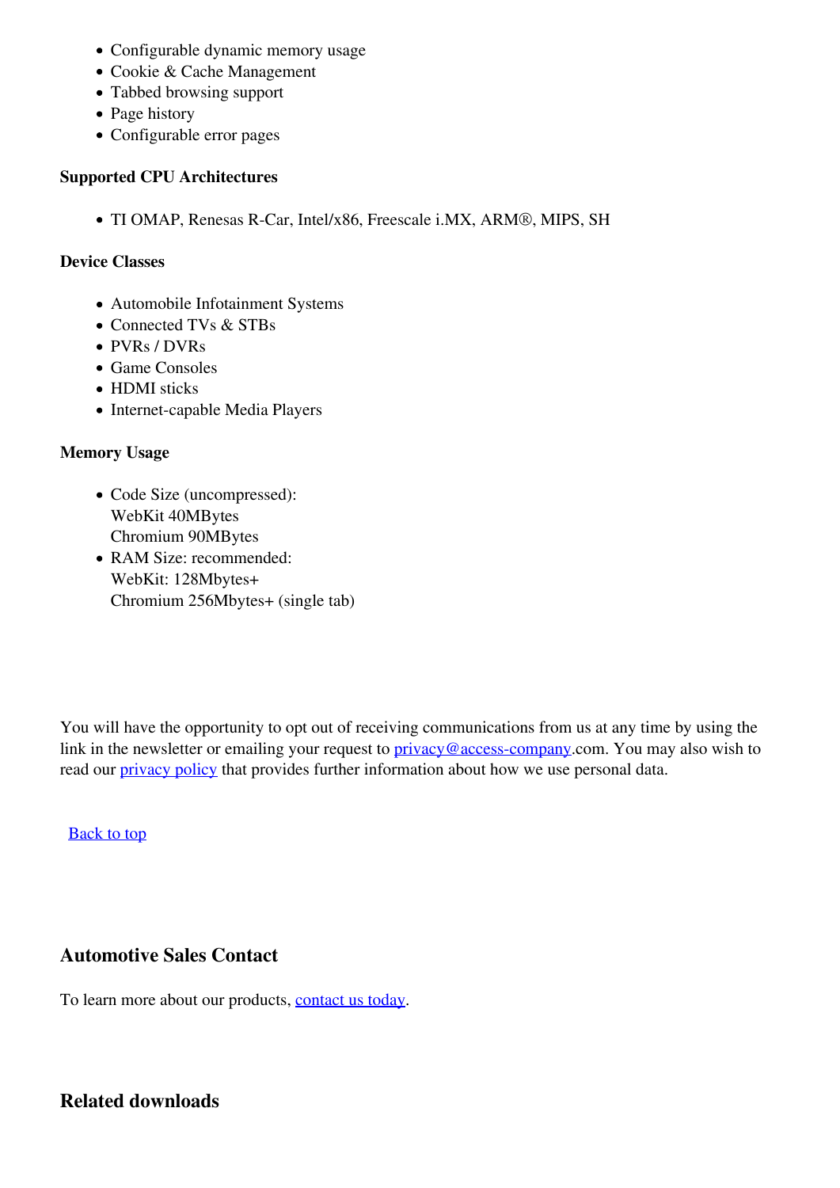- Configurable dynamic memory usage
- Cookie & Cache Management
- Tabbed browsing support
- Page history
- Configurable error pages

**Supported CPU Architectures**

- TI OMAP, Renesas R-Car, Intel/x86, Freescale i.MX, ARM®, MIPS, SH

**Device Classes**

- Automobile Infotainment Systems
- Connected TVs & STBs
- PVRs / DVRs
- Game Consoles
- HDMI sticks
- Internet-capable Media Players

**Memory Usage**

- Code Size (uncompressed):
  WebKit 40MBytes
  Chromium 90MBytes
- RAM Size: recommended:
  WebKit: 128Mbytes+
  Chromium 256Mbytes+ (single tab)

You will have the opportunity to opt out of receiving communications from us at any time by using the link in the newsletter or emailing your request to privacy@access-company.com. You may also wish to read our privacy policy that provides further information about how we use personal data.

Back to top

## Automotive Sales Contact

To learn more about our products, contact us today.

## Related downloads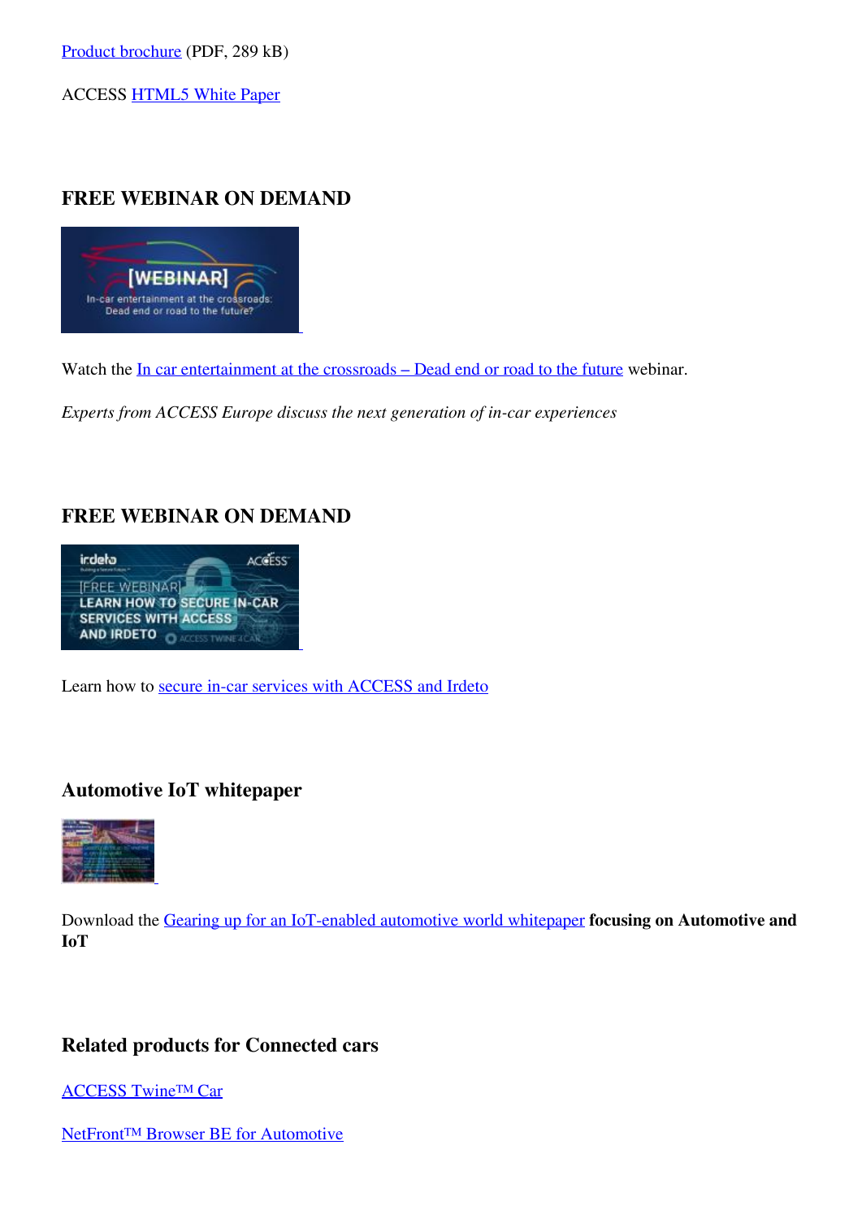Product brochure (PDF, 289 kB)

ACCESS HTML5 White Paper

## FREE WEBINAR ON DEMAND

Watch the In car entertainment at the crossroads – Dead end or road to the future webinar.

*Experts from ACCESS Europe discuss the next generation of in-car experiences*

## FREE WEBINAR ON DEMAND

Learn how to secure in-car services with ACCESS and Irdeto

## Automotive IoT whitepaper

Download the Gearing up for an IoT-enabled automotive world whitepaper **focusing on Automotive and IoT**

## Related products for Connected cars

ACCESS Twine™ Car

NetFront™ Browser BE for Automotive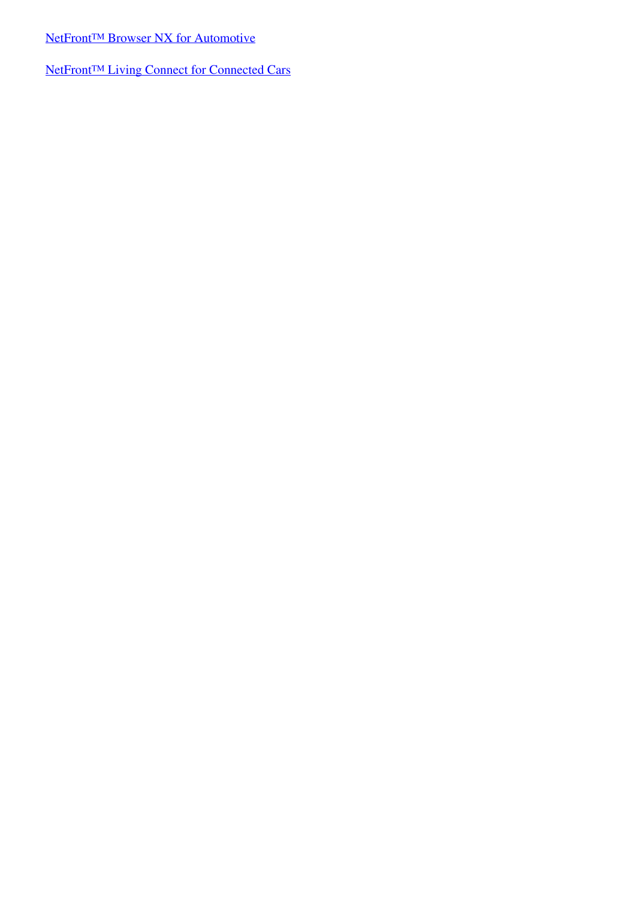NetFront™ Browser NX for Automotive

NetFront™ Living Connect for Connected Cars